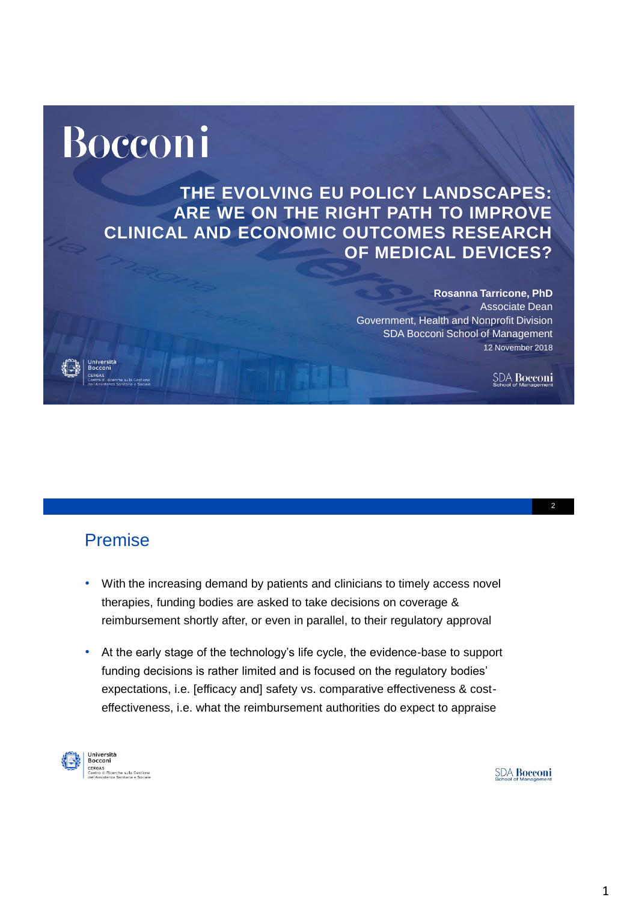# THE EVOLVING EU POLICY LANDSCAPES: ARE WE ON THE RIGHT PATH TO IMPROVE CLINICAL AND ECONOMIC OUTCOMES RESEARCH OF MEDICAL DEVICES?

**Rosanna Tarricone, PhD**
Associate Dean
Government, Health and Nonprofit Division
SDA Bocconi School of Management
12 November 2018

## Premise

- With the increasing demand by patients and clinicians to timely access novel therapies, funding bodies are asked to take decisions on coverage & reimbursement shortly after, or even in parallel, to their regulatory approval
- At the early stage of the technology's life cycle, the evidence-base to support funding decisions is rather limited and is focused on the regulatory bodies' expectations, i.e. [efficacy and] safety vs. comparative effectiveness & cost-effectiveness, i.e. what the reimbursement authorities do expect to appraise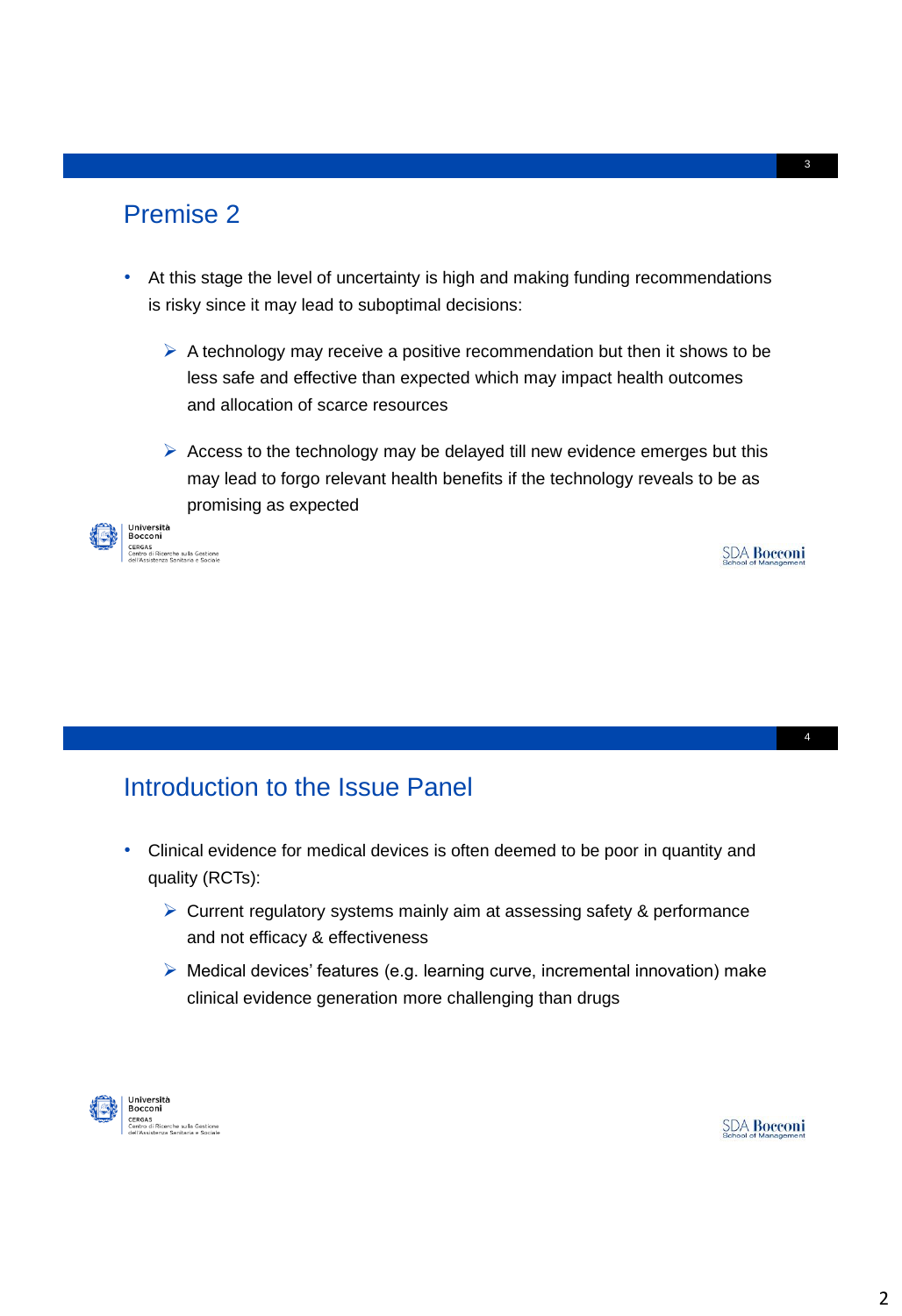## Premise 2

- At this stage the level of uncertainty is high and making funding recommendations is risky since it may lead to suboptimal decisions:
  - A technology may receive a positive recommendation but then it shows to be less safe and effective than expected which may impact health outcomes and allocation of scarce resources
  - Access to the technology may be delayed till new evidence emerges but this may lead to forgo relevant health benefits if the technology reveals to be as promising as expected

## Introduction to the Issue Panel

- Clinical evidence for medical devices is often deemed to be poor in quantity and quality (RCTs):
  - Current regulatory systems mainly aim at assessing safety & performance and not efficacy & effectiveness
  - Medical devices' features (e.g. learning curve, incremental innovation) make clinical evidence generation more challenging than drugs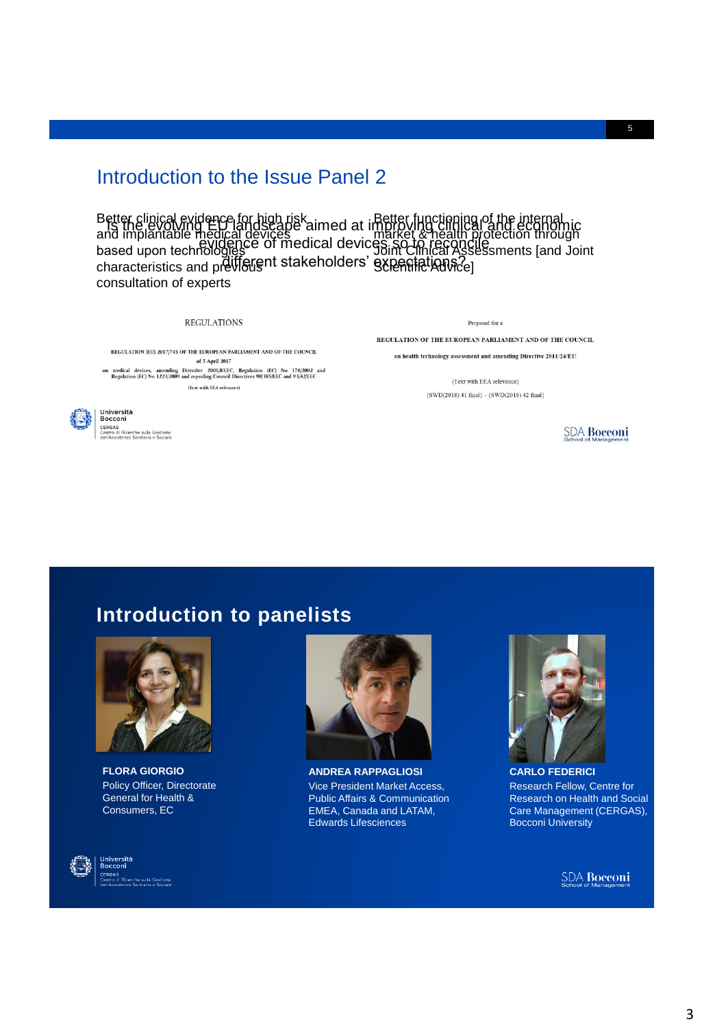## Introduction to the Issue Panel 2

Is the evolving EU landscape aimed at improving clinical and economic evidence of medical devices so to reconcile different stakeholders' expectations?

Better clinical evidence for high risk and implantable medical devices based upon technologies characteristics and previous consultation of experts

Better functioning of the internal market & health protection through Joint Clinical Assessments [and Joint Scientific Advice]

REGULATIONS

REGULATION (EU) 2017/745 OF THE EUROPEAN PARLIAMENT AND OF THE COUNCIL

of 5 April 2017

on medical devices, amending Directive 2001/83/EC, Regulation (EC) No 178/2002 and Regulation (EC) No 1223/2009 and repealing Council Directives 90/385/EEC and 93/42/EEC

(Text with EEA relevance)

Proposal for a

REGULATION OF THE EUROPEAN PARLIAMENT AND OF THE COUNCIL

on health technology assessment and amending Directive 2011/24/EU

(Text with EEA relevance)

{SWD(2018) 41 final} - {SWD(2018) 42 final}

Università Bocconi
CERGAS
Centro di Ricerche sulla Gestione dell'Assistenza Sanitaria e Sociale

SDA Bocconi
School of Management

## Introduction to panelists

**FLORA GIORGIO**
Policy Officer, Directorate General for Health & Consumers, EC

**ANDREA RAPPAGLIOSI**
Vice President Market Access, Public Affairs & Communication EMEA, Canada and LATAM, Edwards Lifesciences

**CARLO FEDERICI**
Research Fellow, Centre for Research on Health and Social Care Management (CERGAS), Bocconi University

Università Bocconi
CERGAS
Centro di Ricerche sulla Gestione dell'Assistenza Sanitaria e Sociale

SDA Bocconi
School of Management